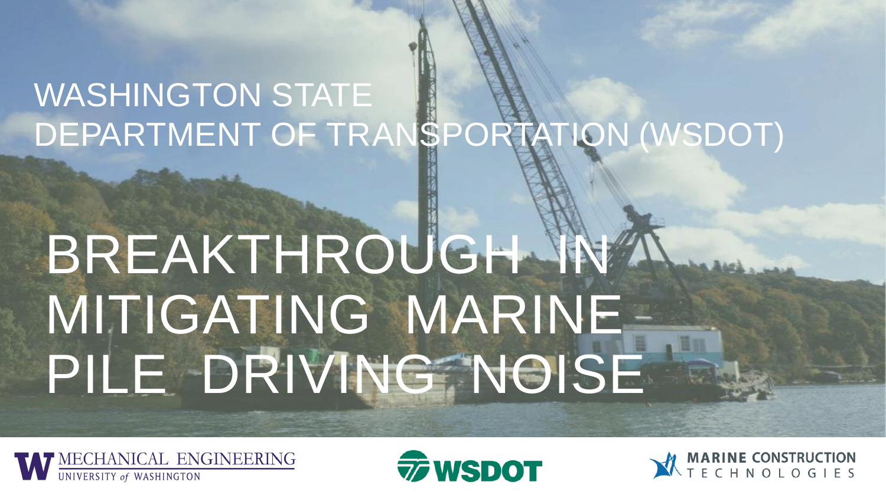WASHINGTON STATE
DEPARTMENT OF TRANSPORTATION (WSDOT)

# BREAKTHROUGH IN MITIGATING MARINE PILE DRIVING NOISE

MECHANICAL ENGINEERING
UNIVERSITY of WASHINGTON

WSDOT

MARINE CONSTRUCTION
TECHNOLOGIES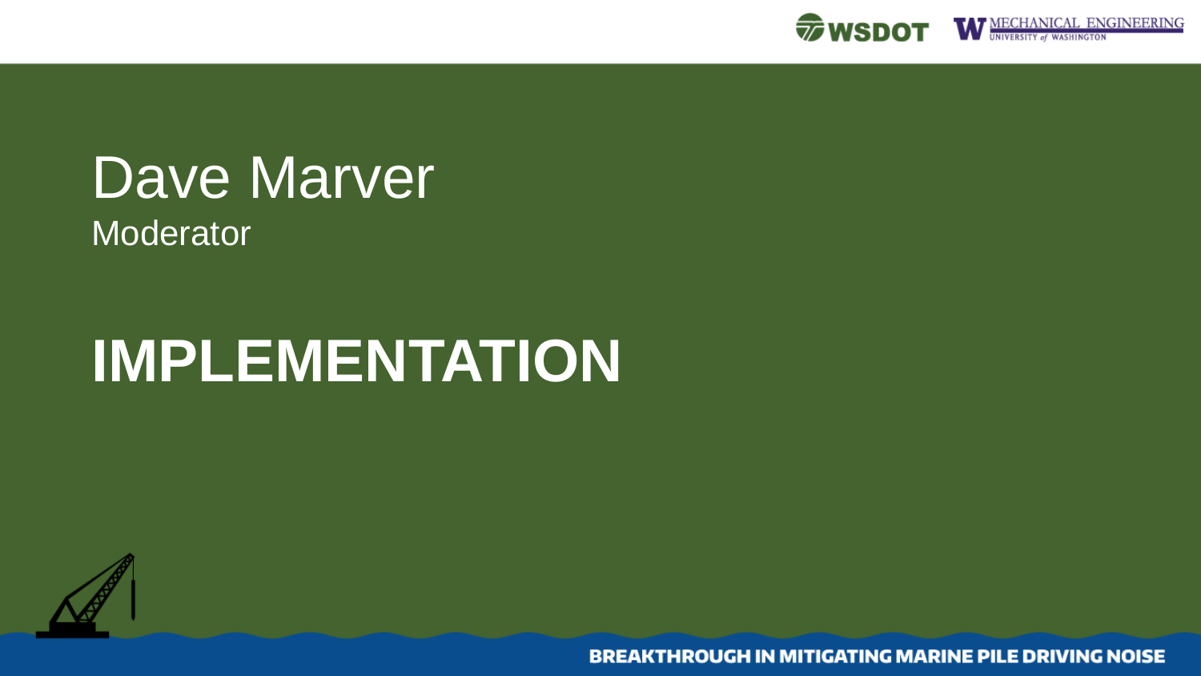Dave Marver

Moderator

# IMPLEMENTATION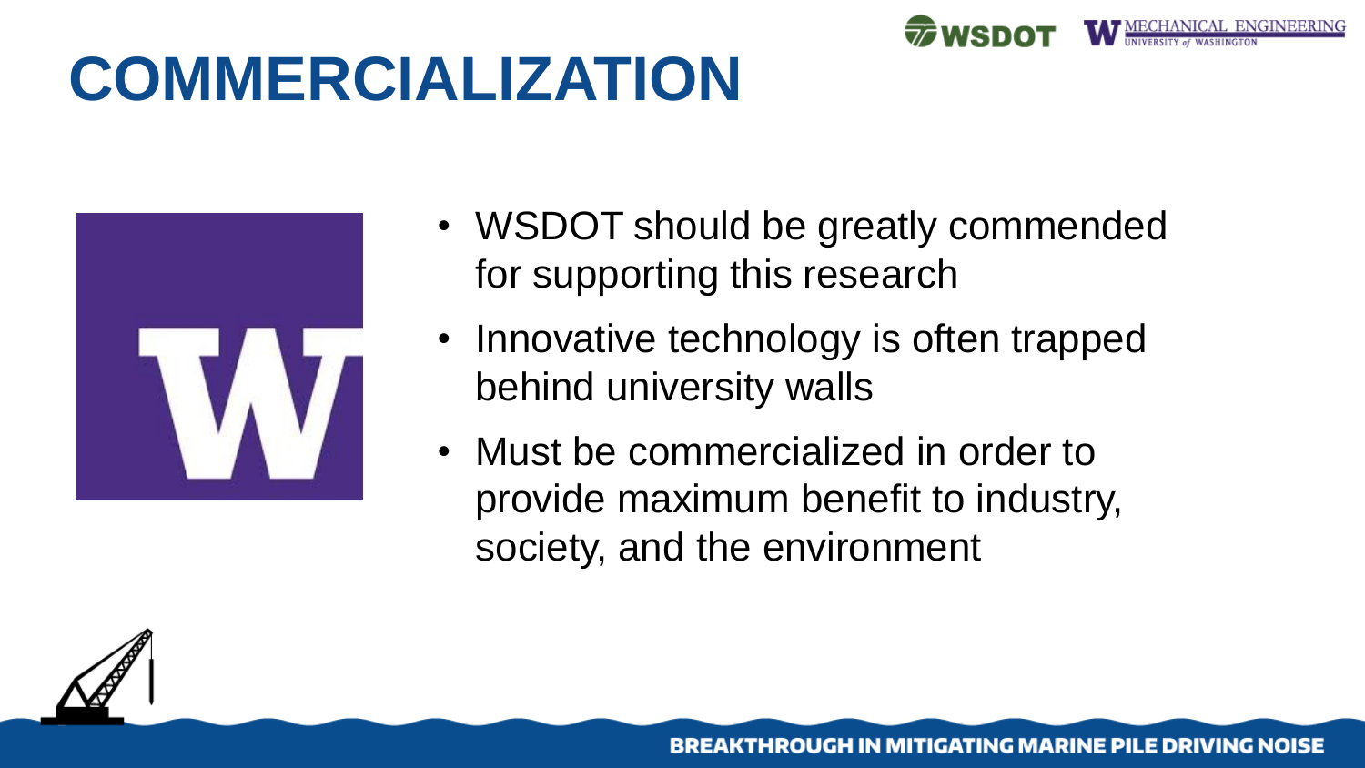# COMMERCIALIZATION

- WSDOT should be greatly commended for supporting this research
- Innovative technology is often trapped behind university walls
- Must be commercialized in order to provide maximum benefit to industry, society, and the environment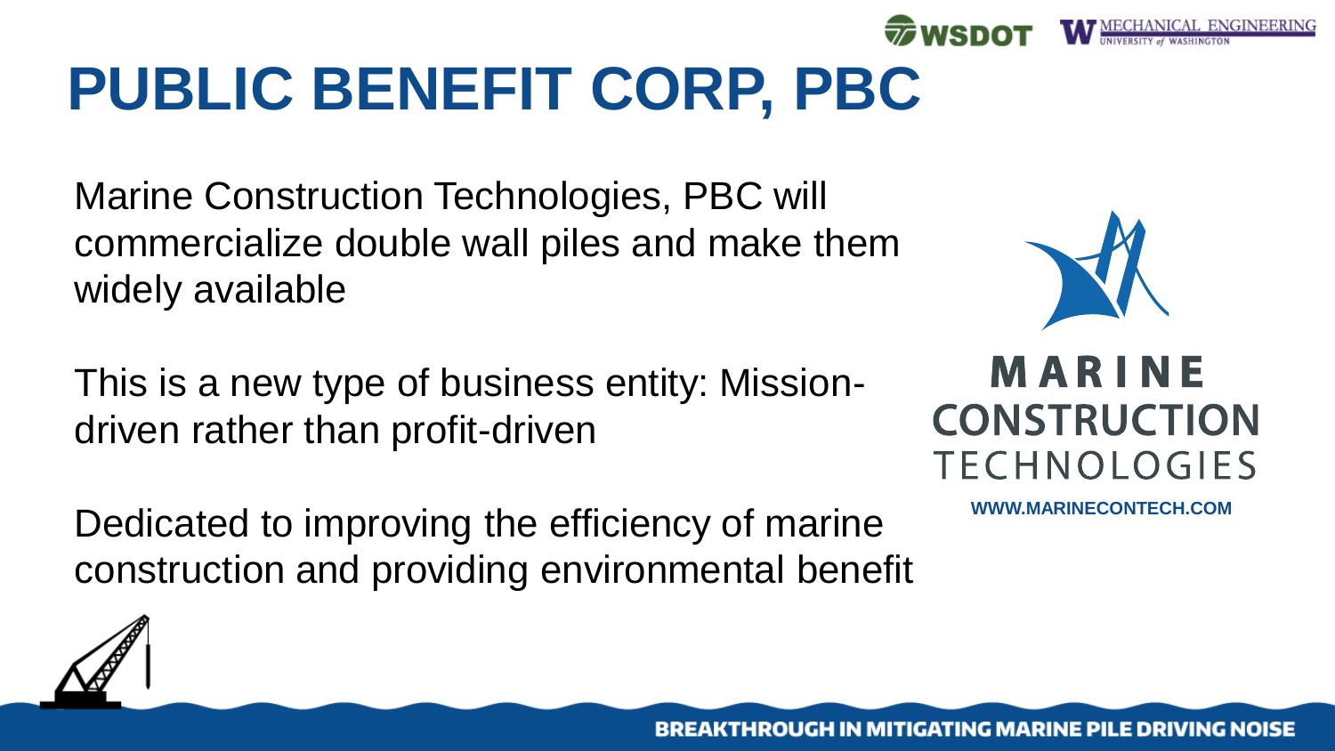# PUBLIC BENEFIT CORP, PBC

Marine Construction Technologies, PBC will commercialize double wall piles and make them widely available

This is a new type of business entity: Mission-driven rather than profit-driven

Dedicated to improving the efficiency of marine construction and providing environmental benefit

MARINE CONSTRUCTION TECHNOLOGIES

WWW.MARINECONTECH.COM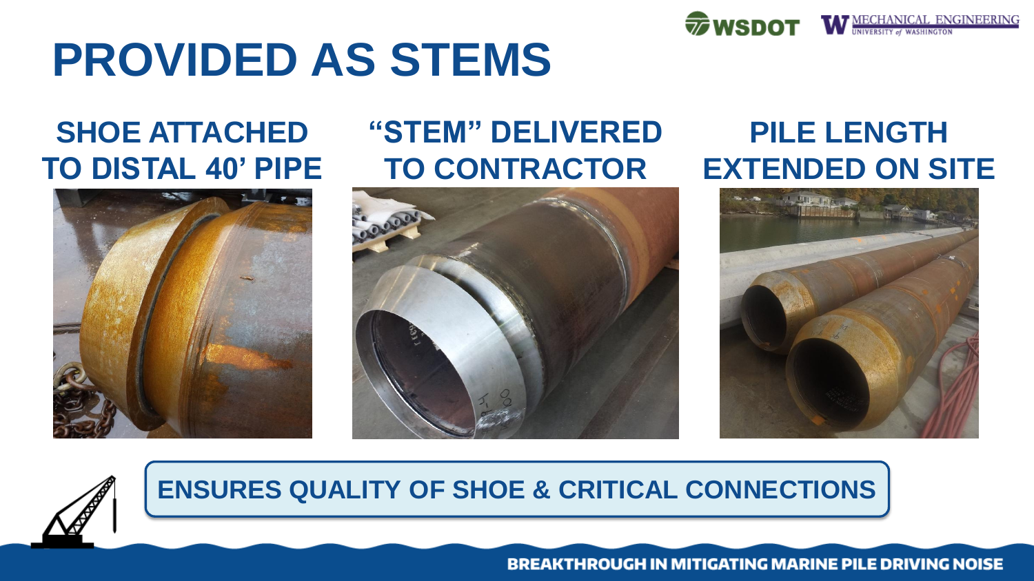# PROVIDED AS STEMS

## SHOE ATTACHED TO DISTAL 40' PIPE

## "STEM" DELIVERED TO CONTRACTOR

## PILE LENGTH EXTENDED ON SITE

**ENSURES QUALITY OF SHOE & CRITICAL CONNECTIONS**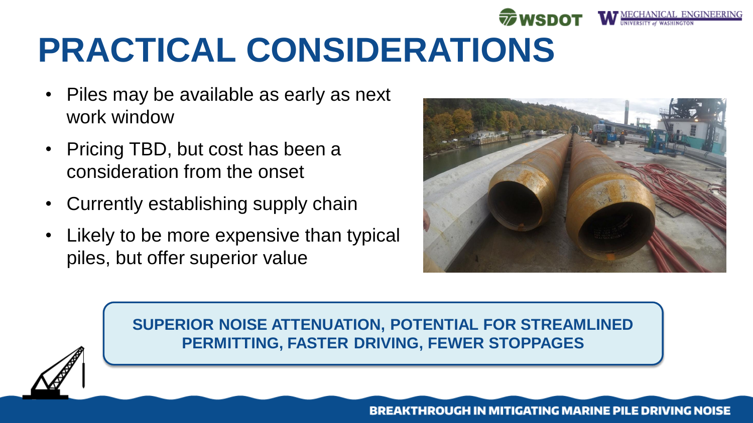# PRACTICAL CONSIDERATIONS

- Piles may be available as early as next work window
- Pricing TBD, but cost has been a consideration from the onset
- Currently establishing supply chain
- Likely to be more expensive than typical piles, but offer superior value

**SUPERIOR NOISE ATTENUATION, POTENTIAL FOR STREAMLINED PERMITTING, FASTER DRIVING, FEWER STOPPAGES**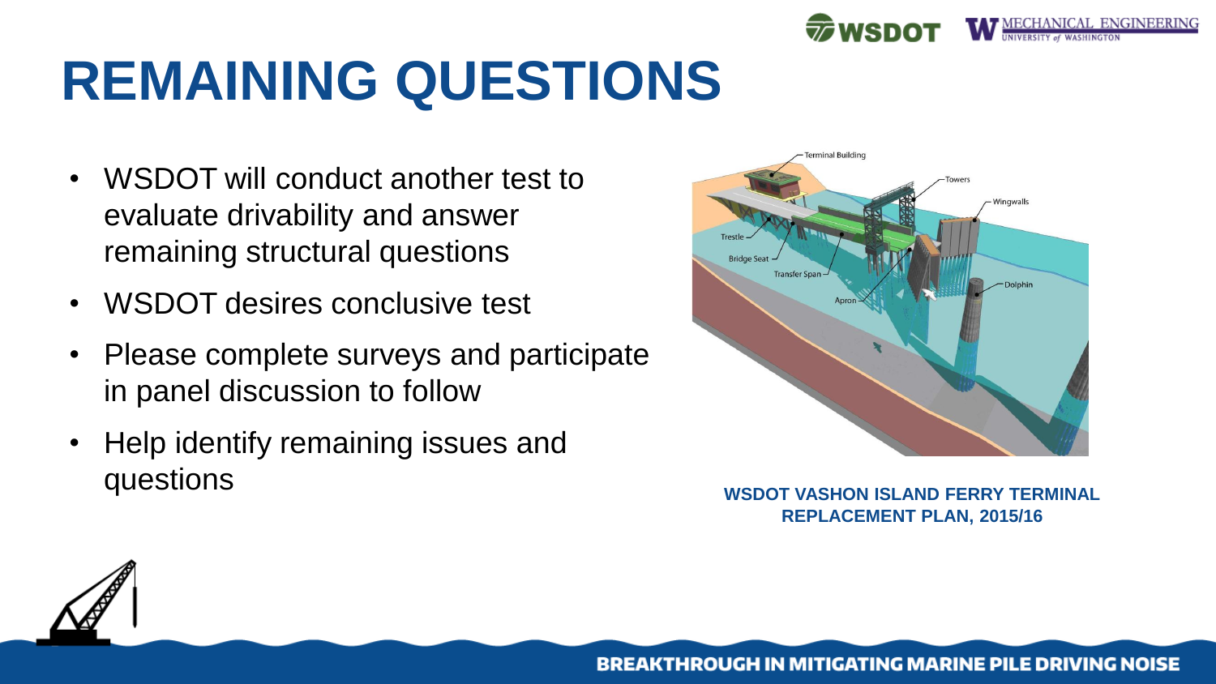# REMAINING QUESTIONS

- WSDOT will conduct another test to evaluate drivability and answer remaining structural questions
- WSDOT desires conclusive test
- Please complete surveys and participate in panel discussion to follow
- Help identify remaining issues and questions

Terminal Building
Towers
Wingwalls
Trestle
Bridge Seat
Transfer Span
Apron
Dolphin

**WSDOT VASHON ISLAND FERRY TERMINAL REPLACEMENT PLAN, 2015/16**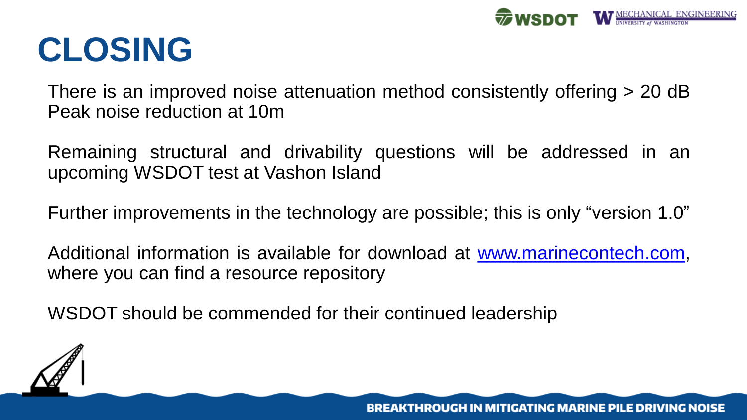# CLOSING

There is an improved noise attenuation method consistently offering > 20 dB Peak noise reduction at 10m

Remaining structural and drivability questions will be addressed in an upcoming WSDOT test at Vashon Island

Further improvements in the technology are possible; this is only "version 1.0"

Additional information is available for download at [www.marinecontech.com](http://www.marinecontech.com), where you can find a resource repository

WSDOT should be commended for their continued leadership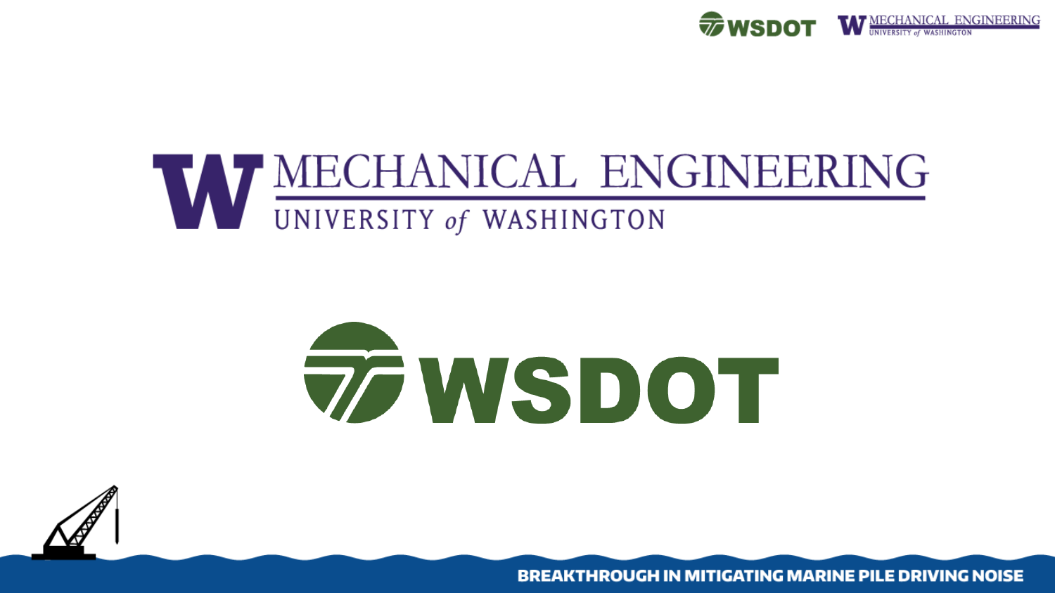MECHANICAL ENGINEERING

UNIVERSITY of WASHINGTON

WSDOT